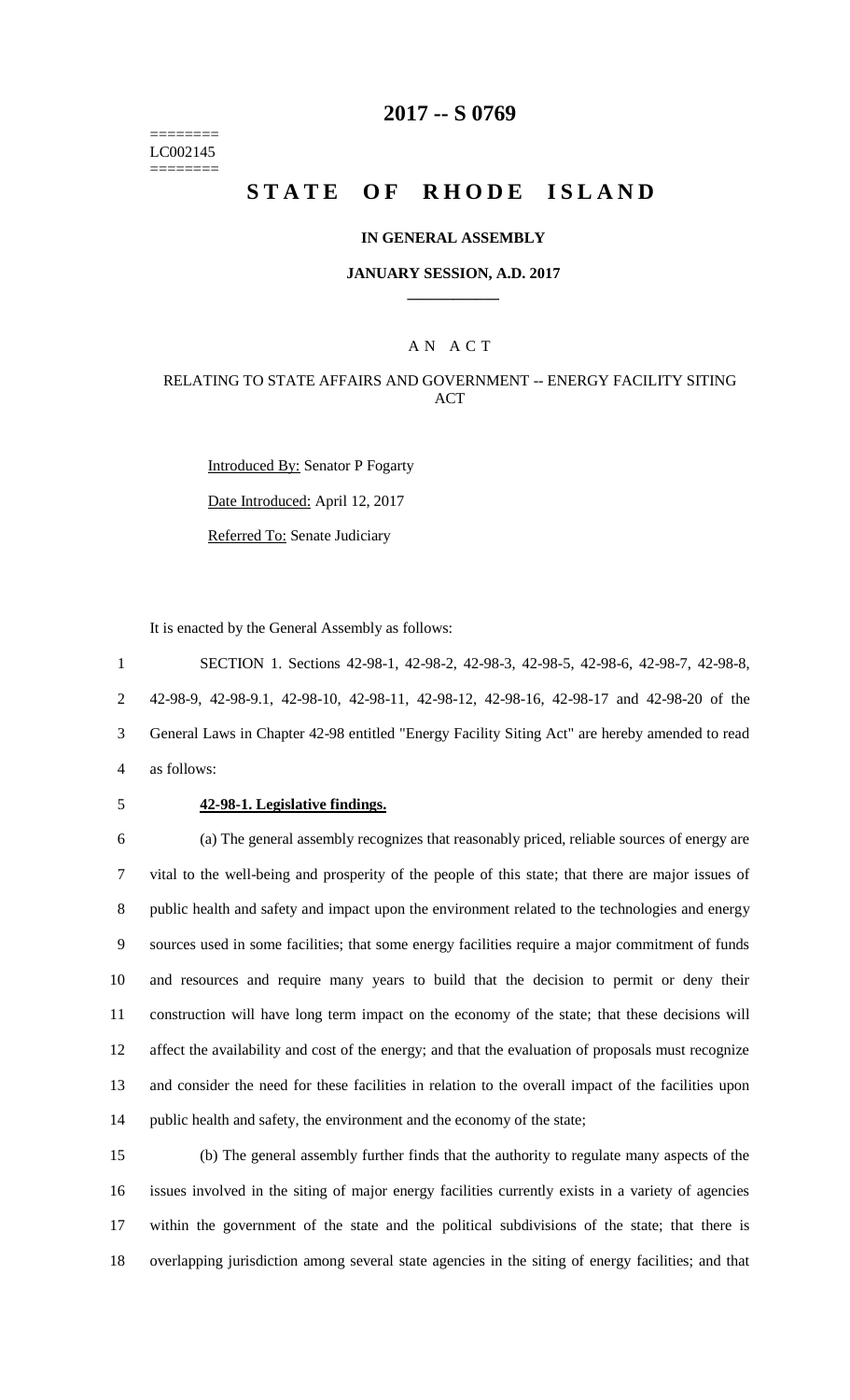========
LC002145
========

# 2017 -- S 0769

# STATE OF RHODE ISLAND

**IN GENERAL ASSEMBLY**

**JANUARY SESSION, A.D. 2017**

____________

A N A C T

RELATING TO STATE AFFAIRS AND GOVERNMENT -- ENERGY FACILITY SITING ACT

Introduced By: Senator P Fogarty

Date Introduced: April 12, 2017

Referred To: Senate Judiciary

It is enacted by the General Assembly as follows:

SECTION 1. Sections 42-98-1, 42-98-2, 42-98-3, 42-98-5, 42-98-6, 42-98-7, 42-98-8, 42-98-9, 42-98-9.1, 42-98-10, 42-98-11, 42-98-12, 42-98-16, 42-98-17 and 42-98-20 of the General Laws in Chapter 42-98 entitled "Energy Facility Siting Act" are hereby amended to read as follows:

**42-98-1. Legislative findings.**

(a) The general assembly recognizes that reasonably priced, reliable sources of energy are vital to the well-being and prosperity of the people of this state; that there are major issues of public health and safety and impact upon the environment related to the technologies and energy sources used in some facilities; that some energy facilities require a major commitment of funds and resources and require many years to build that the decision to permit or deny their construction will have long term impact on the economy of the state; that these decisions will affect the availability and cost of the energy; and that the evaluation of proposals must recognize and consider the need for these facilities in relation to the overall impact of the facilities upon public health and safety, the environment and the economy of the state;

(b) The general assembly further finds that the authority to regulate many aspects of the issues involved in the siting of major energy facilities currently exists in a variety of agencies within the government of the state and the political subdivisions of the state; that there is overlapping jurisdiction among several state agencies in the siting of energy facilities; and that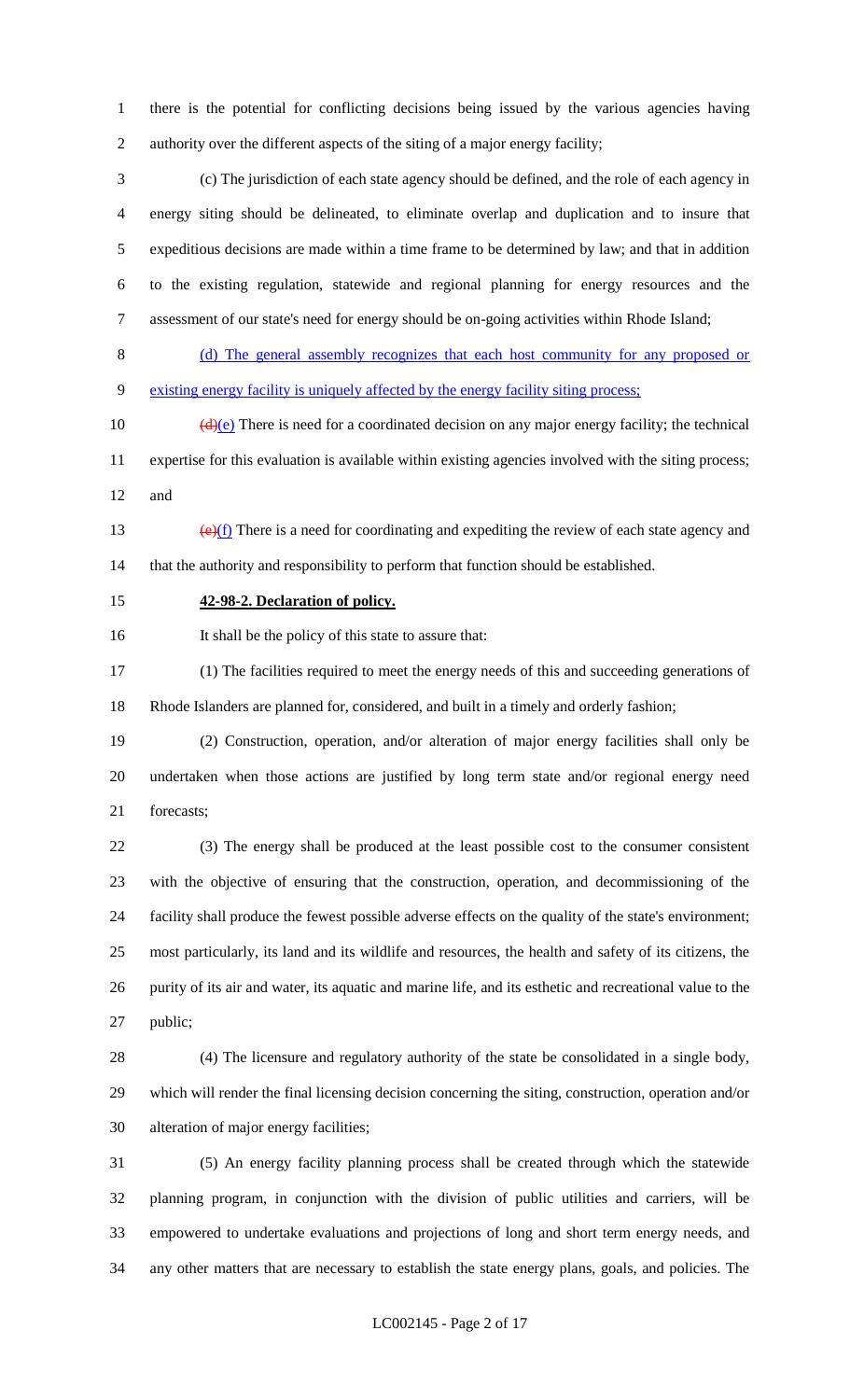there is the potential for conflicting decisions being issued by the various agencies having authority over the different aspects of the siting of a major energy facility;

(c) The jurisdiction of each state agency should be defined, and the role of each agency in energy siting should be delineated, to eliminate overlap and duplication and to insure that expeditious decisions are made within a time frame to be determined by law; and that in addition to the existing regulation, statewide and regional planning for energy resources and the assessment of our state's need for energy should be on-going activities within Rhode Island;

(d) The general assembly recognizes that each host community for any proposed or existing energy facility is uniquely affected by the energy facility siting process;

~~(d)~~(e) There is need for a coordinated decision on any major energy facility; the technical expertise for this evaluation is available within existing agencies involved with the siting process; and

~~(e)~~(f) There is a need for coordinating and expediting the review of each state agency and that the authority and responsibility to perform that function should be established.

**42-98-2. Declaration of policy.**

It shall be the policy of this state to assure that:

(1) The facilities required to meet the energy needs of this and succeeding generations of Rhode Islanders are planned for, considered, and built in a timely and orderly fashion;

(2) Construction, operation, and/or alteration of major energy facilities shall only be undertaken when those actions are justified by long term state and/or regional energy need forecasts;

(3) The energy shall be produced at the least possible cost to the consumer consistent with the objective of ensuring that the construction, operation, and decommissioning of the facility shall produce the fewest possible adverse effects on the quality of the state's environment; most particularly, its land and its wildlife and resources, the health and safety of its citizens, the purity of its air and water, its aquatic and marine life, and its esthetic and recreational value to the public;

(4) The licensure and regulatory authority of the state be consolidated in a single body, which will render the final licensing decision concerning the siting, construction, operation and/or alteration of major energy facilities;

(5) An energy facility planning process shall be created through which the statewide planning program, in conjunction with the division of public utilities and carriers, will be empowered to undertake evaluations and projections of long and short term energy needs, and any other matters that are necessary to establish the state energy plans, goals, and policies. The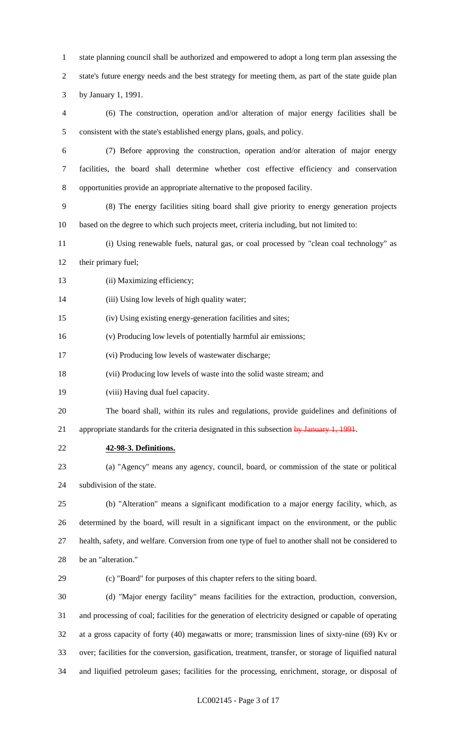state planning council shall be authorized and empowered to adopt a long term plan assessing the state's future energy needs and the best strategy for meeting them, as part of the state guide plan by January 1, 1991.

(6) The construction, operation and/or alteration of major energy facilities shall be consistent with the state's established energy plans, goals, and policy.

(7) Before approving the construction, operation and/or alteration of major energy facilities, the board shall determine whether cost effective efficiency and conservation opportunities provide an appropriate alternative to the proposed facility.

(8) The energy facilities siting board shall give priority to energy generation projects based on the degree to which such projects meet, criteria including, but not limited to:

(i) Using renewable fuels, natural gas, or coal processed by "clean coal technology" as their primary fuel;

(ii) Maximizing efficiency;

(iii) Using low levels of high quality water;

(iv) Using existing energy-generation facilities and sites;

(v) Producing low levels of potentially harmful air emissions;

(vi) Producing low levels of wastewater discharge;

(vii) Producing low levels of waste into the solid waste stream; and

(viii) Having dual fuel capacity.

The board shall, within its rules and regulations, provide guidelines and definitions of appropriate standards for the criteria designated in this subsection ~~by January 1, 1991~~.

**42-98-3. Definitions.**

(a) "Agency" means any agency, council, board, or commission of the state or political subdivision of the state.

(b) "Alteration" means a significant modification to a major energy facility, which, as determined by the board, will result in a significant impact on the environment, or the public health, safety, and welfare. Conversion from one type of fuel to another shall not be considered to be an "alteration."

(c) "Board" for purposes of this chapter refers to the siting board.

(d) "Major energy facility" means facilities for the extraction, production, conversion, and processing of coal; facilities for the generation of electricity designed or capable of operating at a gross capacity of forty (40) megawatts or more; transmission lines of sixty-nine (69) Kv or over; facilities for the conversion, gasification, treatment, transfer, or storage of liquified natural and liquified petroleum gases; facilities for the processing, enrichment, storage, or disposal of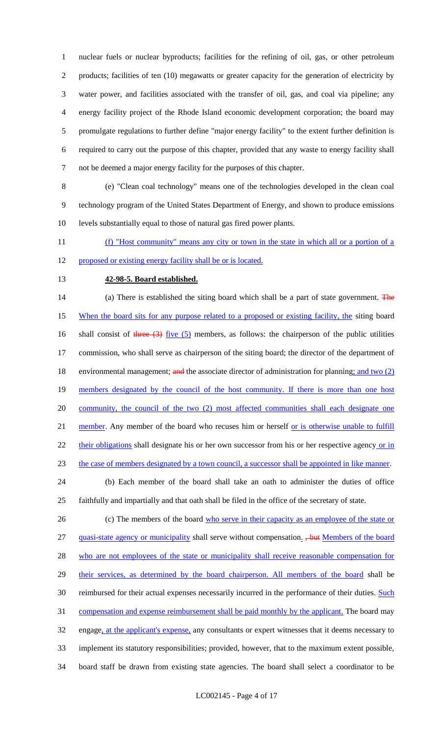nuclear fuels or nuclear byproducts; facilities for the refining of oil, gas, or other petroleum products; facilities of ten (10) megawatts or greater capacity for the generation of electricity by water power, and facilities associated with the transfer of oil, gas, and coal via pipeline; any energy facility project of the Rhode Island economic development corporation; the board may promulgate regulations to further define "major energy facility" to the extent further definition is required to carry out the purpose of this chapter, provided that any waste to energy facility shall not be deemed a major energy facility for the purposes of this chapter.

(e) "Clean coal technology" means one of the technologies developed in the clean coal technology program of the United States Department of Energy, and shown to produce emissions levels substantially equal to those of natural gas fired power plants.

(f) "Host community" means any city or town in the state in which all or a portion of a proposed or existing energy facility shall be or is located.

**42-98-5. Board established.**

(a) There is established the siting board which shall be a part of state government. ~~The~~ When the board sits for any purpose related to a proposed or existing facility, the siting board shall consist of ~~three (3)~~ five (5) members, as follows: the chairperson of the public utilities commission, who shall serve as chairperson of the siting board; the director of the department of environmental management; ~~and~~ the associate director of administration for planning; and two (2) members designated by the council of the host community. If there is more than one host community, the council of the two (2) most affected communities shall each designate one member. Any member of the board who recuses him or herself or is otherwise unable to fulfill their obligations shall designate his or her own successor from his or her respective agency or in the case of members designated by a town council, a successor shall be appointed in like manner.

(b) Each member of the board shall take an oath to administer the duties of office faithfully and impartially and that oath shall be filed in the office of the secretary of state.

(c) The members of the board who serve in their capacity as an employee of the state or quasi-state agency or municipality shall serve without compensation. ~~, but~~ Members of the board who are not employees of the state or municipality shall receive reasonable compensation for their services, as determined by the board chairperson. All members of the board shall be reimbursed for their actual expenses necessarily incurred in the performance of their duties. Such compensation and expense reimbursement shall be paid monthly by the applicant. The board may engage, at the applicant's expense, any consultants or expert witnesses that it deems necessary to implement its statutory responsibilities; provided, however, that to the maximum extent possible, board staff be drawn from existing state agencies. The board shall select a coordinator to be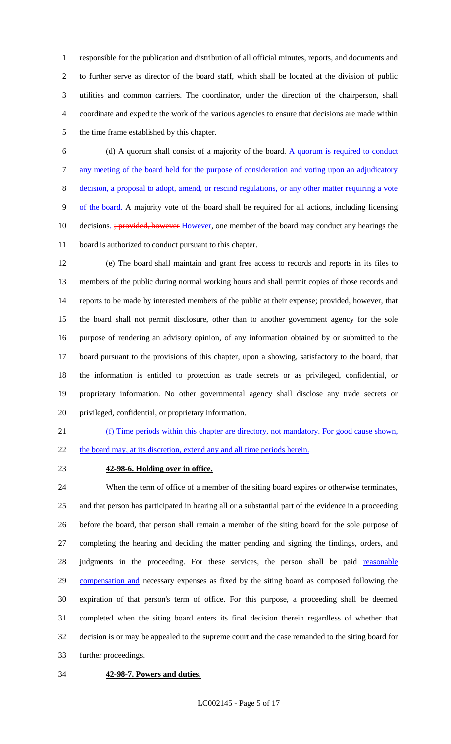responsible for the publication and distribution of all official minutes, reports, and documents and to further serve as director of the board staff, which shall be located at the division of public utilities and common carriers. The coordinator, under the direction of the chairperson, shall coordinate and expedite the work of the various agencies to ensure that decisions are made within the time frame established by this chapter.

(d) A quorum shall consist of a majority of the board. A quorum is required to conduct any meeting of the board held for the purpose of consideration and voting upon an adjudicatory decision, a proposal to adopt, amend, or rescind regulations, or any other matter requiring a vote of the board. A majority vote of the board shall be required for all actions, including licensing decisions. ~~; provided, however~~ However, one member of the board may conduct any hearings the board is authorized to conduct pursuant to this chapter.

(e) The board shall maintain and grant free access to records and reports in its files to members of the public during normal working hours and shall permit copies of those records and reports to be made by interested members of the public at their expense; provided, however, that the board shall not permit disclosure, other than to another government agency for the sole purpose of rendering an advisory opinion, of any information obtained by or submitted to the board pursuant to the provisions of this chapter, upon a showing, satisfactory to the board, that the information is entitled to protection as trade secrets or as privileged, confidential, or proprietary information. No other governmental agency shall disclose any trade secrets or privileged, confidential, or proprietary information.

(f) Time periods within this chapter are directory, not mandatory. For good cause shown, the board may, at its discretion, extend any and all time periods herein.

**42-98-6. Holding over in office.**

When the term of office of a member of the siting board expires or otherwise terminates, and that person has participated in hearing all or a substantial part of the evidence in a proceeding before the board, that person shall remain a member of the siting board for the sole purpose of completing the hearing and deciding the matter pending and signing the findings, orders, and judgments in the proceeding. For these services, the person shall be paid reasonable compensation and necessary expenses as fixed by the siting board as composed following the expiration of that person's term of office. For this purpose, a proceeding shall be deemed completed when the siting board enters its final decision therein regardless of whether that decision is or may be appealed to the supreme court and the case remanded to the siting board for further proceedings.

**42-98-7. Powers and duties.**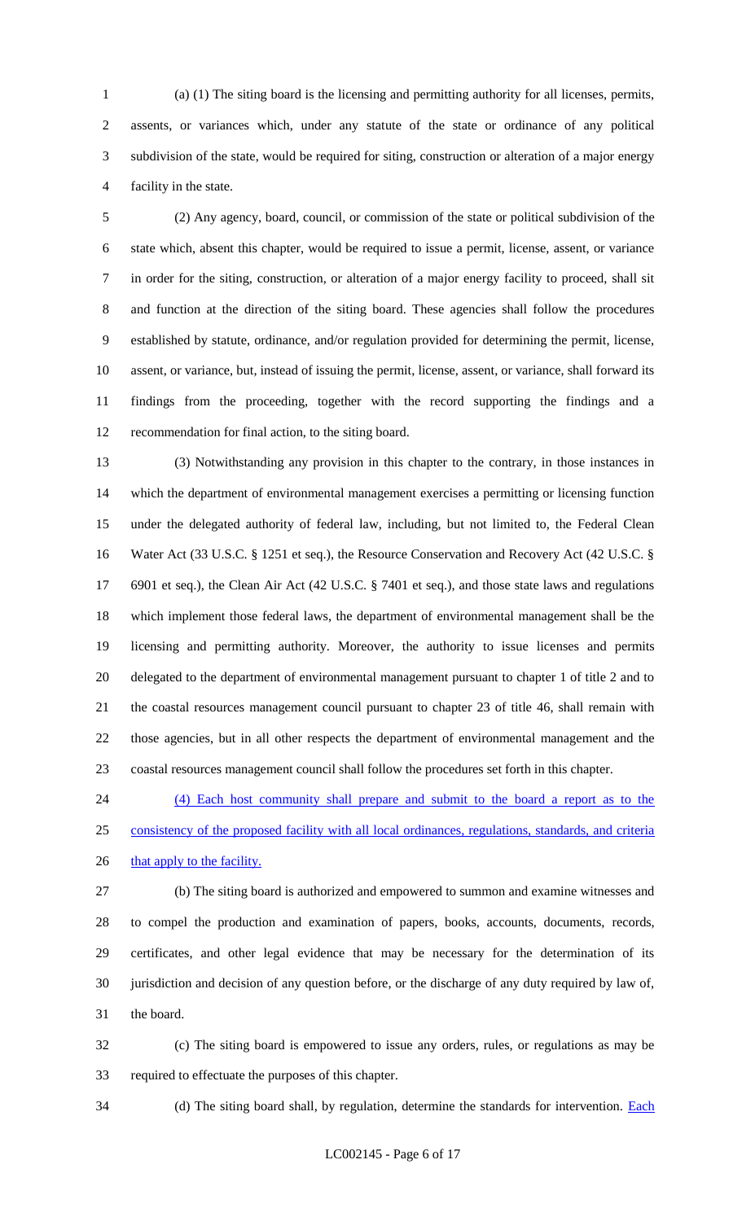(a) (1) The siting board is the licensing and permitting authority for all licenses, permits, assents, or variances which, under any statute of the state or ordinance of any political subdivision of the state, would be required for siting, construction or alteration of a major energy facility in the state.

(2) Any agency, board, council, or commission of the state or political subdivision of the state which, absent this chapter, would be required to issue a permit, license, assent, or variance in order for the siting, construction, or alteration of a major energy facility to proceed, shall sit and function at the direction of the siting board. These agencies shall follow the procedures established by statute, ordinance, and/or regulation provided for determining the permit, license, assent, or variance, but, instead of issuing the permit, license, assent, or variance, shall forward its findings from the proceeding, together with the record supporting the findings and a recommendation for final action, to the siting board.

(3) Notwithstanding any provision in this chapter to the contrary, in those instances in which the department of environmental management exercises a permitting or licensing function under the delegated authority of federal law, including, but not limited to, the Federal Clean Water Act (33 U.S.C. § 1251 et seq.), the Resource Conservation and Recovery Act (42 U.S.C. § 6901 et seq.), the Clean Air Act (42 U.S.C. § 7401 et seq.), and those state laws and regulations which implement those federal laws, the department of environmental management shall be the licensing and permitting authority. Moreover, the authority to issue licenses and permits delegated to the department of environmental management pursuant to chapter 1 of title 2 and to the coastal resources management council pursuant to chapter 23 of title 46, shall remain with those agencies, but in all other respects the department of environmental management and the coastal resources management council shall follow the procedures set forth in this chapter.

(4) Each host community shall prepare and submit to the board a report as to the consistency of the proposed facility with all local ordinances, regulations, standards, and criteria that apply to the facility.

(b) The siting board is authorized and empowered to summon and examine witnesses and to compel the production and examination of papers, books, accounts, documents, records, certificates, and other legal evidence that may be necessary for the determination of its jurisdiction and decision of any question before, or the discharge of any duty required by law of, the board.

(c) The siting board is empowered to issue any orders, rules, or regulations as may be required to effectuate the purposes of this chapter.

(d) The siting board shall, by regulation, determine the standards for intervention. Each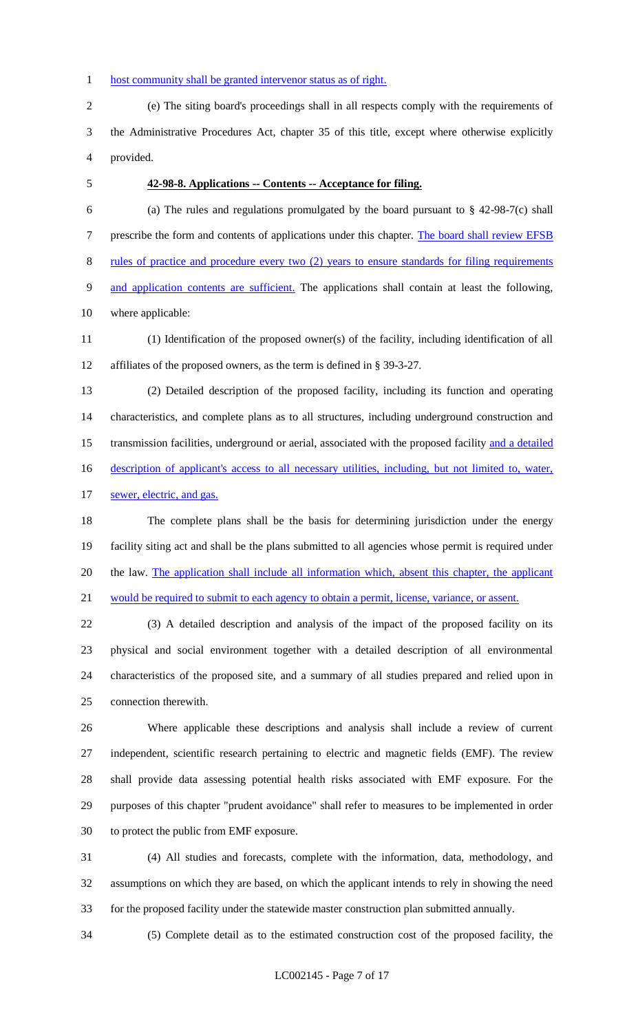host community shall be granted intervenor status as of right.

(e) The siting board's proceedings shall in all respects comply with the requirements of the Administrative Procedures Act, chapter 35 of this title, except where otherwise explicitly provided.

**42-98-8. Applications -- Contents -- Acceptance for filing.**

(a) The rules and regulations promulgated by the board pursuant to § 42-98-7(c) shall prescribe the form and contents of applications under this chapter. The board shall review EFSB rules of practice and procedure every two (2) years to ensure standards for filing requirements and application contents are sufficient. The applications shall contain at least the following, where applicable:

(1) Identification of the proposed owner(s) of the facility, including identification of all affiliates of the proposed owners, as the term is defined in § 39-3-27.

(2) Detailed description of the proposed facility, including its function and operating characteristics, and complete plans as to all structures, including underground construction and transmission facilities, underground or aerial, associated with the proposed facility and a detailed description of applicant's access to all necessary utilities, including, but not limited to, water, sewer, electric, and gas.

The complete plans shall be the basis for determining jurisdiction under the energy facility siting act and shall be the plans submitted to all agencies whose permit is required under the law. The application shall include all information which, absent this chapter, the applicant would be required to submit to each agency to obtain a permit, license, variance, or assent.

(3) A detailed description and analysis of the impact of the proposed facility on its physical and social environment together with a detailed description of all environmental characteristics of the proposed site, and a summary of all studies prepared and relied upon in connection therewith.

Where applicable these descriptions and analysis shall include a review of current independent, scientific research pertaining to electric and magnetic fields (EMF). The review shall provide data assessing potential health risks associated with EMF exposure. For the purposes of this chapter "prudent avoidance" shall refer to measures to be implemented in order to protect the public from EMF exposure.

(4) All studies and forecasts, complete with the information, data, methodology, and assumptions on which they are based, on which the applicant intends to rely in showing the need for the proposed facility under the statewide master construction plan submitted annually.

(5) Complete detail as to the estimated construction cost of the proposed facility, the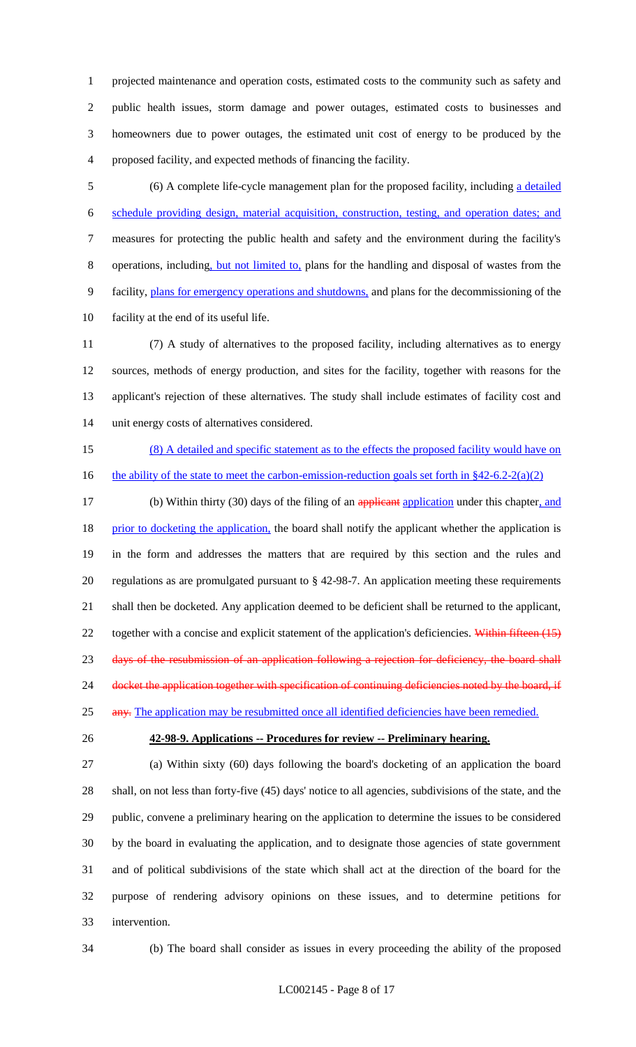projected maintenance and operation costs, estimated costs to the community such as safety and public health issues, storm damage and power outages, estimated costs to businesses and homeowners due to power outages, the estimated unit cost of energy to be produced by the proposed facility, and expected methods of financing the facility.

(6) A complete life-cycle management plan for the proposed facility, including a detailed schedule providing design, material acquisition, construction, testing, and operation dates; and measures for protecting the public health and safety and the environment during the facility's operations, including, but not limited to, plans for the handling and disposal of wastes from the facility, plans for emergency operations and shutdowns, and plans for the decommissioning of the facility at the end of its useful life.

(7) A study of alternatives to the proposed facility, including alternatives as to energy sources, methods of energy production, and sites for the facility, together with reasons for the applicant's rejection of these alternatives. The study shall include estimates of facility cost and unit energy costs of alternatives considered.

(8) A detailed and specific statement as to the effects the proposed facility would have on the ability of the state to meet the carbon-emission-reduction goals set forth in §42-6.2-2(a)(2)

(b) Within thirty (30) days of the filing of an ~~applicant~~ application under this chapter, and prior to docketing the application, the board shall notify the applicant whether the application is in the form and addresses the matters that are required by this section and the rules and regulations as are promulgated pursuant to § 42-98-7. An application meeting these requirements shall then be docketed. Any application deemed to be deficient shall be returned to the applicant, together with a concise and explicit statement of the application's deficiencies. ~~Within fifteen (15) days of the resubmission of an application following a rejection for deficiency, the board shall docket the application together with specification of continuing deficiencies noted by the board, if any.~~ The application may be resubmitted once all identified deficiencies have been remedied.

**42-98-9. Applications -- Procedures for review -- Preliminary hearing.**

(a) Within sixty (60) days following the board's docketing of an application the board shall, on not less than forty-five (45) days' notice to all agencies, subdivisions of the state, and the public, convene a preliminary hearing on the application to determine the issues to be considered by the board in evaluating the application, and to designate those agencies of state government and of political subdivisions of the state which shall act at the direction of the board for the purpose of rendering advisory opinions on these issues, and to determine petitions for intervention.

(b) The board shall consider as issues in every proceeding the ability of the proposed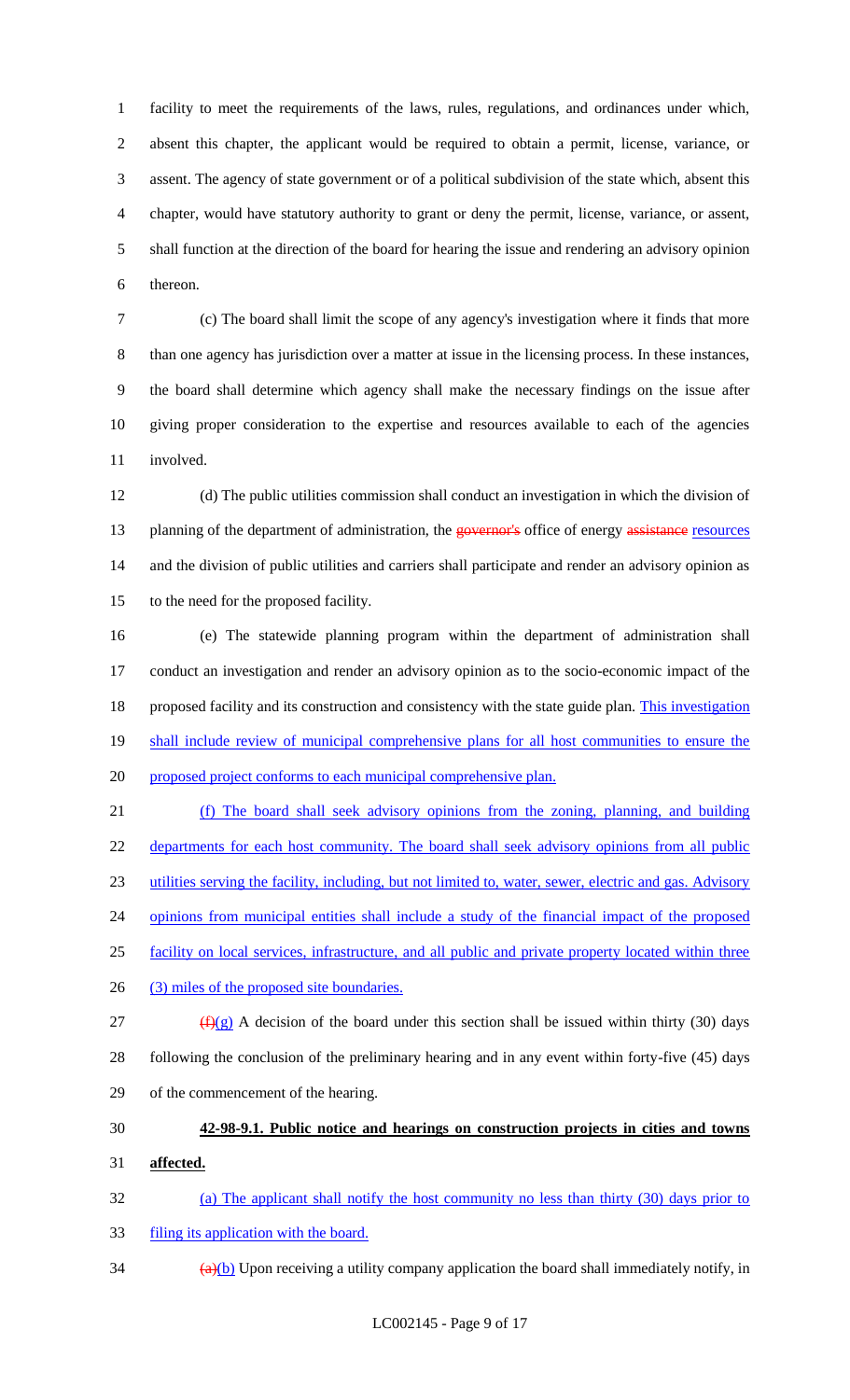facility to meet the requirements of the laws, rules, regulations, and ordinances under which, absent this chapter, the applicant would be required to obtain a permit, license, variance, or assent. The agency of state government or of a political subdivision of the state which, absent this chapter, would have statutory authority to grant or deny the permit, license, variance, or assent, shall function at the direction of the board for hearing the issue and rendering an advisory opinion thereon.

(c) The board shall limit the scope of any agency's investigation where it finds that more than one agency has jurisdiction over a matter at issue in the licensing process. In these instances, the board shall determine which agency shall make the necessary findings on the issue after giving proper consideration to the expertise and resources available to each of the agencies involved.

(d) The public utilities commission shall conduct an investigation in which the division of planning of the department of administration, the ~~governor's~~ office of energy ~~assistance~~ resources and the division of public utilities and carriers shall participate and render an advisory opinion as to the need for the proposed facility.

(e) The statewide planning program within the department of administration shall conduct an investigation and render an advisory opinion as to the socio-economic impact of the proposed facility and its construction and consistency with the state guide plan. <u>This investigation shall include review of municipal comprehensive plans for all host communities to ensure the proposed project conforms to each municipal comprehensive plan.</u>

<u>(f) The board shall seek advisory opinions from the zoning, planning, and building departments for each host community. The board shall seek advisory opinions from all public utilities serving the facility, including, but not limited to, water, sewer, electric and gas. Advisory opinions from municipal entities shall include a study of the financial impact of the proposed facility on local services, infrastructure, and all public and private property located within three (3) miles of the proposed site boundaries.</u>

~~(f)~~<u>(g)</u> A decision of the board under this section shall be issued within thirty (30) days following the conclusion of the preliminary hearing and in any event within forty-five (45) days of the commencement of the hearing.

**<u>42-98-9.1. Public notice and hearings on construction projects in cities and towns affected.</u>**

<u>(a) The applicant shall notify the host community no less than thirty (30) days prior to filing its application with the board.</u>

~~(a)~~<u>(b)</u> Upon receiving a utility company application the board shall immediately notify, in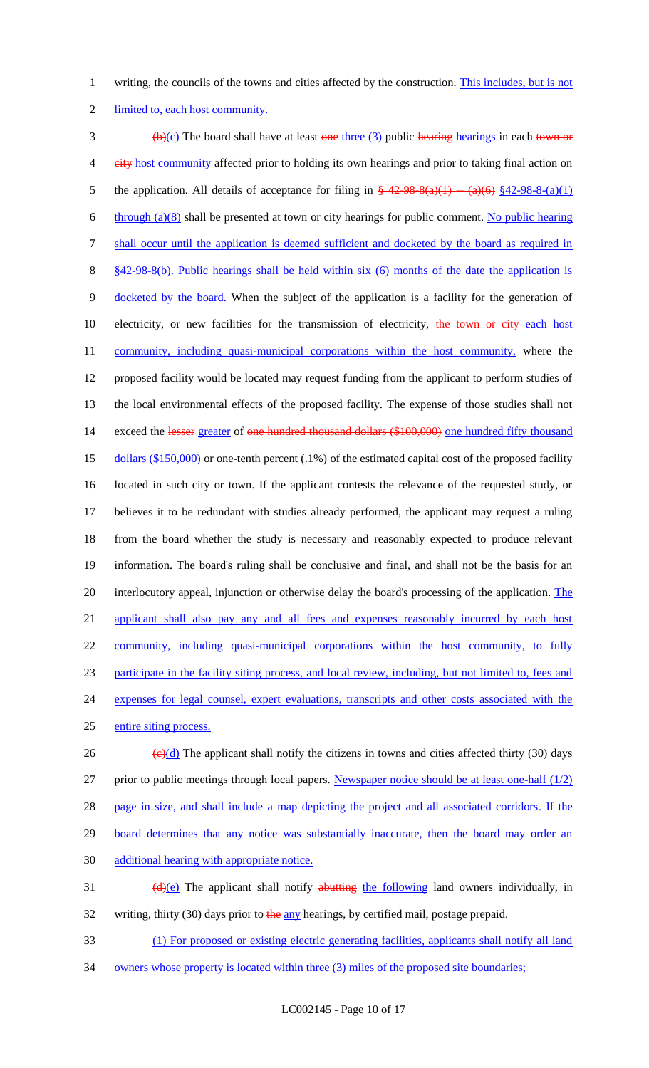writing, the councils of the towns and cities affected by the construction. This includes, but is not limited to, each host community.

~~(b)~~(c) The board shall have at least ~~one~~ three (3) public ~~hearing~~ hearings in each ~~town or city~~ host community affected prior to holding its own hearings and prior to taking final action on the application. All details of acceptance for filing in ~~§ 42-98-8(a)(1) -- (a)(6)~~ §42-98-8-(a)(1) through (a)(8) shall be presented at town or city hearings for public comment. No public hearing shall occur until the application is deemed sufficient and docketed by the board as required in §42-98-8(b). Public hearings shall be held within six (6) months of the date the application is docketed by the board. When the subject of the application is a facility for the generation of electricity, or new facilities for the transmission of electricity, ~~the town or city~~ each host community, including quasi-municipal corporations within the host community, where the proposed facility would be located may request funding from the applicant to perform studies of the local environmental effects of the proposed facility. The expense of those studies shall not exceed the ~~lesser~~ greater of ~~one hundred thousand dollars ($100,000)~~ one hundred fifty thousand dollars ($150,000) or one-tenth percent (.1%) of the estimated capital cost of the proposed facility located in such city or town. If the applicant contests the relevance of the requested study, or believes it to be redundant with studies already performed, the applicant may request a ruling from the board whether the study is necessary and reasonably expected to produce relevant information. The board's ruling shall be conclusive and final, and shall not be the basis for an interlocutory appeal, injunction or otherwise delay the board's processing of the application. The applicant shall also pay any and all fees and expenses reasonably incurred by each host community, including quasi-municipal corporations within the host community, to fully participate in the facility siting process, and local review, including, but not limited to, fees and expenses for legal counsel, expert evaluations, transcripts and other costs associated with the entire siting process.

~~(c)~~(d) The applicant shall notify the citizens in towns and cities affected thirty (30) days prior to public meetings through local papers. Newspaper notice should be at least one-half (1/2) page in size, and shall include a map depicting the project and all associated corridors. If the board determines that any notice was substantially inaccurate, then the board may order an additional hearing with appropriate notice.

~~(d)~~(e) The applicant shall notify ~~abutting~~ the following land owners individually, in writing, thirty (30) days prior to ~~the~~ any hearings, by certified mail, postage prepaid.

(1) For proposed or existing electric generating facilities, applicants shall notify all land owners whose property is located within three (3) miles of the proposed site boundaries;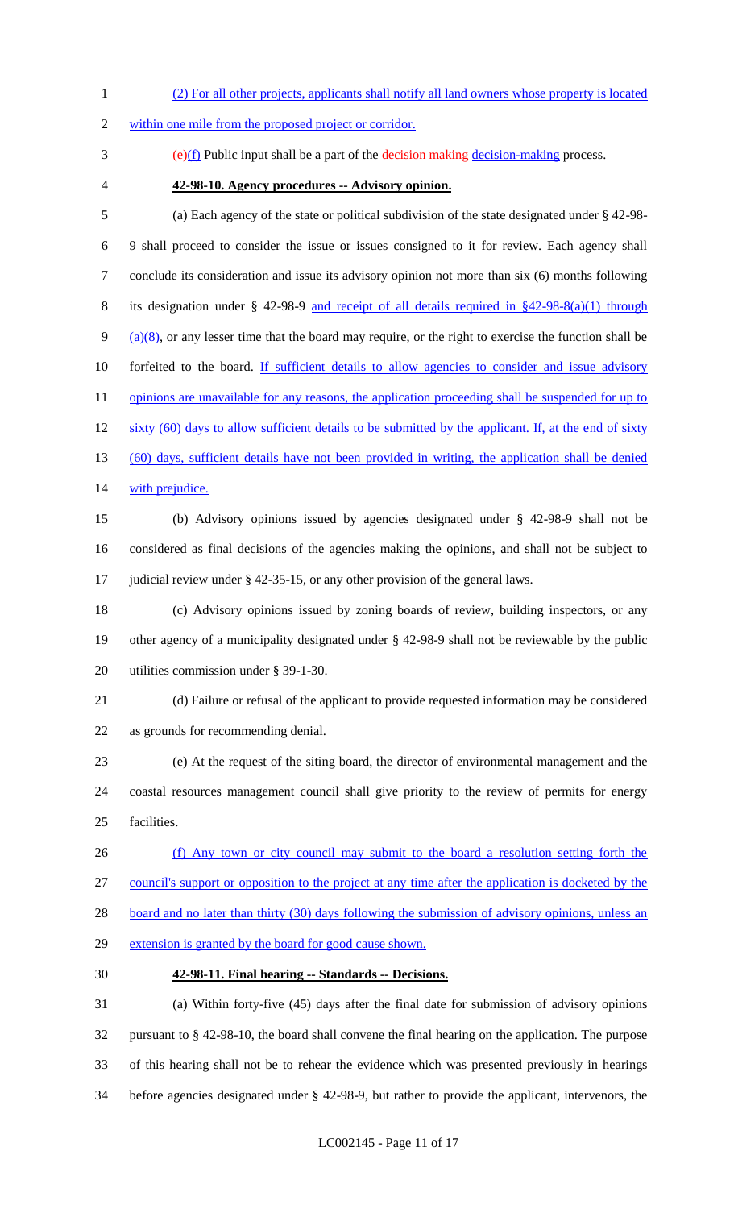(2) For all other projects, applicants shall notify all land owners whose property is located within one mile from the proposed project or corridor.

~~(e)~~(f) Public input shall be a part of the ~~decision making~~ decision-making process.

**42-98-10. Agency procedures -- Advisory opinion.**

(a) Each agency of the state or political subdivision of the state designated under § 42-98-9 shall proceed to consider the issue or issues consigned to it for review. Each agency shall conclude its consideration and issue its advisory opinion not more than six (6) months following its designation under § 42-98-9 and receipt of all details required in §42-98-8(a)(1) through (a)(8), or any lesser time that the board may require, or the right to exercise the function shall be forfeited to the board. If sufficient details to allow agencies to consider and issue advisory opinions are unavailable for any reasons, the application proceeding shall be suspended for up to sixty (60) days to allow sufficient details to be submitted by the applicant. If, at the end of sixty (60) days, sufficient details have not been provided in writing, the application shall be denied with prejudice.

(b) Advisory opinions issued by agencies designated under § 42-98-9 shall not be considered as final decisions of the agencies making the opinions, and shall not be subject to judicial review under § 42-35-15, or any other provision of the general laws.

(c) Advisory opinions issued by zoning boards of review, building inspectors, or any other agency of a municipality designated under § 42-98-9 shall not be reviewable by the public utilities commission under § 39-1-30.

(d) Failure or refusal of the applicant to provide requested information may be considered as grounds for recommending denial.

(e) At the request of the siting board, the director of environmental management and the coastal resources management council shall give priority to the review of permits for energy facilities.

(f) Any town or city council may submit to the board a resolution setting forth the council's support or opposition to the project at any time after the application is docketed by the board and no later than thirty (30) days following the submission of advisory opinions, unless an extension is granted by the board for good cause shown.

**42-98-11. Final hearing -- Standards -- Decisions.**

(a) Within forty-five (45) days after the final date for submission of advisory opinions pursuant to § 42-98-10, the board shall convene the final hearing on the application. The purpose of this hearing shall not be to rehear the evidence which was presented previously in hearings before agencies designated under § 42-98-9, but rather to provide the applicant, intervenors, the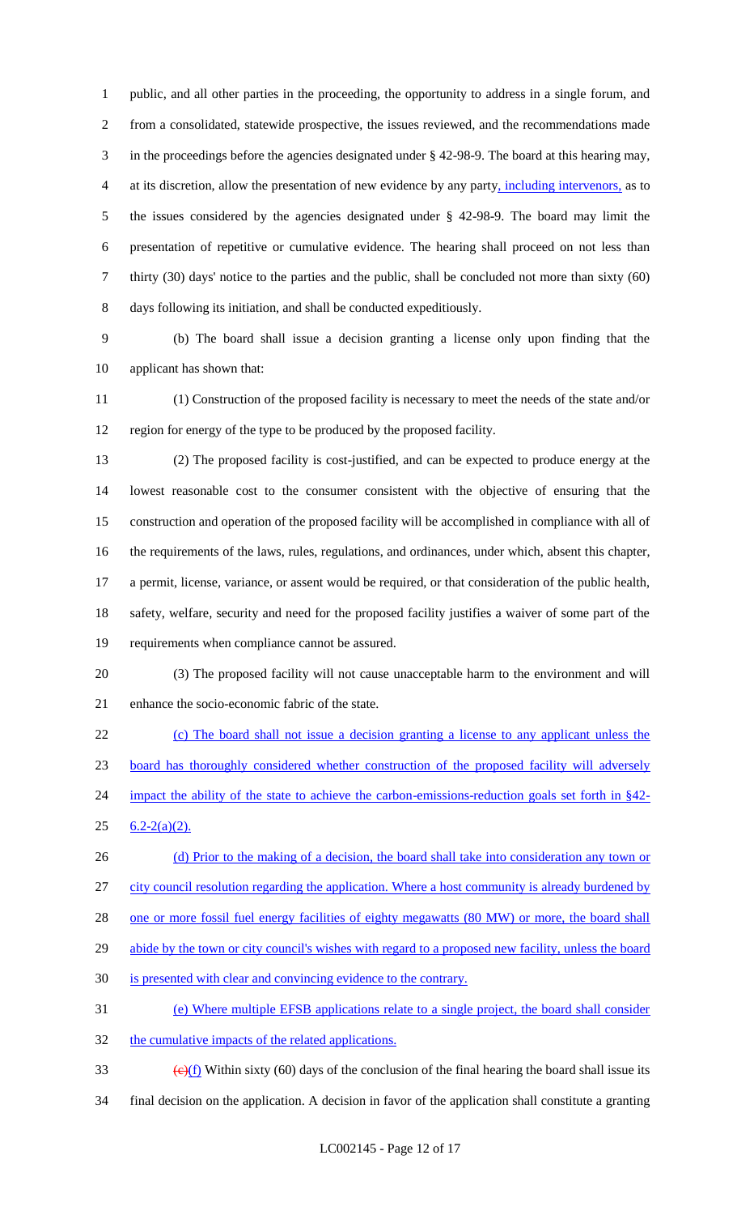public, and all other parties in the proceeding, the opportunity to address in a single forum, and from a consolidated, statewide prospective, the issues reviewed, and the recommendations made in the proceedings before the agencies designated under § 42-98-9. The board at this hearing may, at its discretion, allow the presentation of new evidence by any party, including intervenors, as to the issues considered by the agencies designated under § 42-98-9. The board may limit the presentation of repetitive or cumulative evidence. The hearing shall proceed on not less than thirty (30) days' notice to the parties and the public, shall be concluded not more than sixty (60) days following its initiation, and shall be conducted expeditiously.

(b) The board shall issue a decision granting a license only upon finding that the applicant has shown that:

(1) Construction of the proposed facility is necessary to meet the needs of the state and/or region for energy of the type to be produced by the proposed facility.

(2) The proposed facility is cost-justified, and can be expected to produce energy at the lowest reasonable cost to the consumer consistent with the objective of ensuring that the construction and operation of the proposed facility will be accomplished in compliance with all of the requirements of the laws, rules, regulations, and ordinances, under which, absent this chapter, a permit, license, variance, or assent would be required, or that consideration of the public health, safety, welfare, security and need for the proposed facility justifies a waiver of some part of the requirements when compliance cannot be assured.

(3) The proposed facility will not cause unacceptable harm to the environment and will enhance the socio-economic fabric of the state.

(c) The board shall not issue a decision granting a license to any applicant unless the board has thoroughly considered whether construction of the proposed facility will adversely impact the ability of the state to achieve the carbon-emissions-reduction goals set forth in §42-6.2-2(a)(2).

(d) Prior to the making of a decision, the board shall take into consideration any town or city council resolution regarding the application. Where a host community is already burdened by one or more fossil fuel energy facilities of eighty megawatts (80 MW) or more, the board shall abide by the town or city council's wishes with regard to a proposed new facility, unless the board is presented with clear and convincing evidence to the contrary.

(e) Where multiple EFSB applications relate to a single project, the board shall consider the cumulative impacts of the related applications.

~~(c)~~(f) Within sixty (60) days of the conclusion of the final hearing the board shall issue its final decision on the application. A decision in favor of the application shall constitute a granting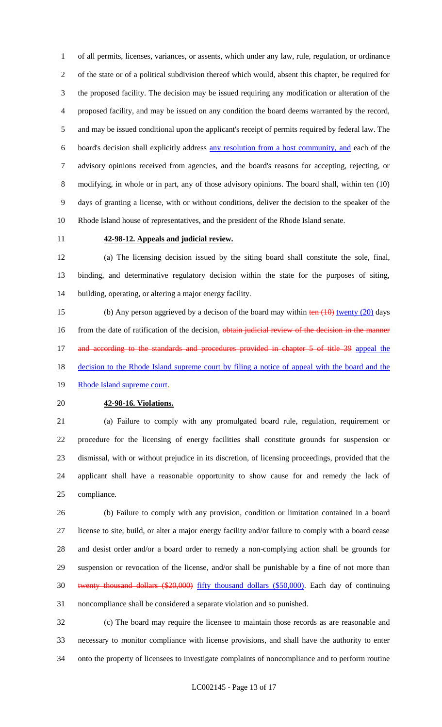of all permits, licenses, variances, or assents, which under any law, rule, regulation, or ordinance of the state or of a political subdivision thereof which would, absent this chapter, be required for the proposed facility. The decision may be issued requiring any modification or alteration of the proposed facility, and may be issued on any condition the board deems warranted by the record, and may be issued conditional upon the applicant's receipt of permits required by federal law. The board's decision shall explicitly address any resolution from a host community, and each of the advisory opinions received from agencies, and the board's reasons for accepting, rejecting, or modifying, in whole or in part, any of those advisory opinions. The board shall, within ten (10) days of granting a license, with or without conditions, deliver the decision to the speaker of the Rhode Island house of representatives, and the president of the Rhode Island senate.

**42-98-12. Appeals and judicial review.**

(a) The licensing decision issued by the siting board shall constitute the sole, final, binding, and determinative regulatory decision within the state for the purposes of siting, building, operating, or altering a major energy facility.

(b) Any person aggrieved by a decison of the board may within ~~ten (10)~~ twenty (20) days from the date of ratification of the decision, ~~obtain judicial review of the decision in the manner and according to the standards and procedures provided in chapter 5 of title 39~~ appeal the decision to the Rhode Island supreme court by filing a notice of appeal with the board and the Rhode Island supreme court.

**42-98-16. Violations.**

(a) Failure to comply with any promulgated board rule, regulation, requirement or procedure for the licensing of energy facilities shall constitute grounds for suspension or dismissal, with or without prejudice in its discretion, of licensing proceedings, provided that the applicant shall have a reasonable opportunity to show cause for and remedy the lack of compliance.

(b) Failure to comply with any provision, condition or limitation contained in a board license to site, build, or alter a major energy facility and/or failure to comply with a board cease and desist order and/or a board order to remedy a non-complying action shall be grounds for suspension or revocation of the license, and/or shall be punishable by a fine of not more than ~~twenty thousand dollars ($20,000)~~ fifty thousand dollars ($50,000). Each day of continuing noncompliance shall be considered a separate violation and so punished.

(c) The board may require the licensee to maintain those records as are reasonable and necessary to monitor compliance with license provisions, and shall have the authority to enter onto the property of licensees to investigate complaints of noncompliance and to perform routine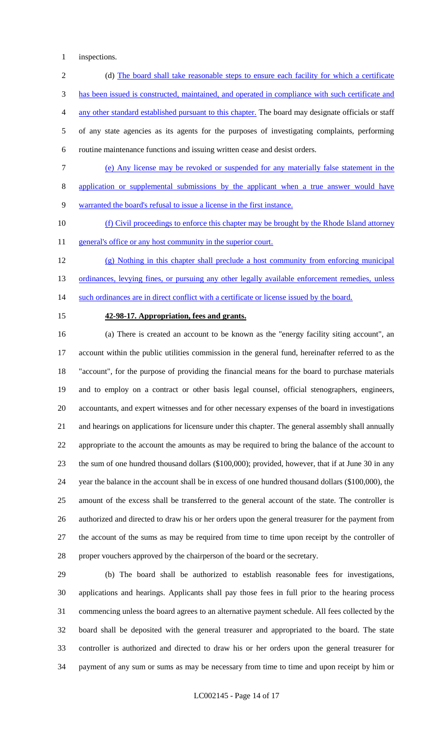inspections.

(d) The board shall take reasonable steps to ensure each facility for which a certificate has been issued is constructed, maintained, and operated in compliance with such certificate and any other standard established pursuant to this chapter. The board may designate officials or staff of any state agencies as its agents for the purposes of investigating complaints, performing routine maintenance functions and issuing written cease and desist orders.

(e) Any license may be revoked or suspended for any materially false statement in the application or supplemental submissions by the applicant when a true answer would have warranted the board's refusal to issue a license in the first instance.

(f) Civil proceedings to enforce this chapter may be brought by the Rhode Island attorney general's office or any host community in the superior court.

(g) Nothing in this chapter shall preclude a host community from enforcing municipal ordinances, levying fines, or pursuing any other legally available enforcement remedies, unless such ordinances are in direct conflict with a certificate or license issued by the board.

**42-98-17. Appropriation, fees and grants.**

(a) There is created an account to be known as the "energy facility siting account", an account within the public utilities commission in the general fund, hereinafter referred to as the "account", for the purpose of providing the financial means for the board to purchase materials and to employ on a contract or other basis legal counsel, official stenographers, engineers, accountants, and expert witnesses and for other necessary expenses of the board in investigations and hearings on applications for licensure under this chapter. The general assembly shall annually appropriate to the account the amounts as may be required to bring the balance of the account to the sum of one hundred thousand dollars ($100,000); provided, however, that if at June 30 in any year the balance in the account shall be in excess of one hundred thousand dollars ($100,000), the amount of the excess shall be transferred to the general account of the state. The controller is authorized and directed to draw his or her orders upon the general treasurer for the payment from the account of the sums as may be required from time to time upon receipt by the controller of proper vouchers approved by the chairperson of the board or the secretary.

(b) The board shall be authorized to establish reasonable fees for investigations, applications and hearings. Applicants shall pay those fees in full prior to the hearing process commencing unless the board agrees to an alternative payment schedule. All fees collected by the board shall be deposited with the general treasurer and appropriated to the board. The state controller is authorized and directed to draw his or her orders upon the general treasurer for payment of any sum or sums as may be necessary from time to time and upon receipt by him or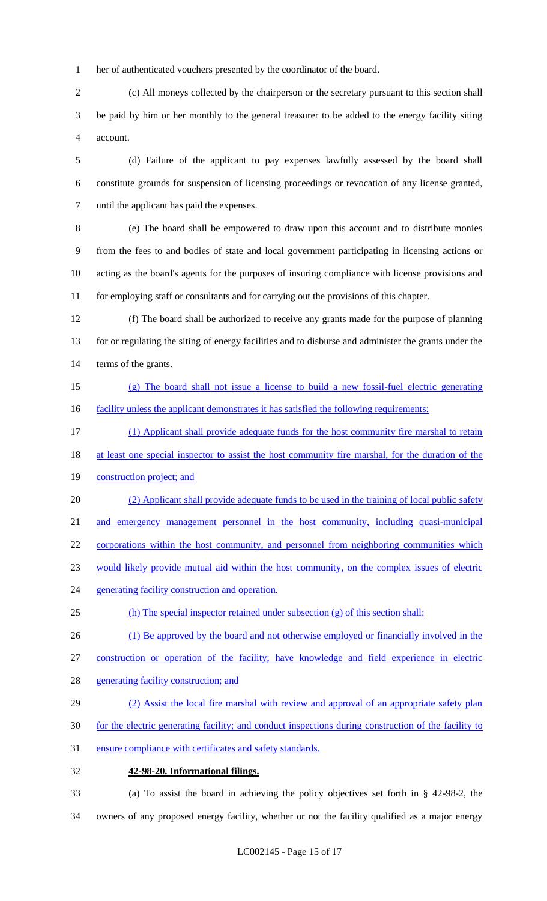her of authenticated vouchers presented by the coordinator of the board.

(c) All moneys collected by the chairperson or the secretary pursuant to this section shall be paid by him or her monthly to the general treasurer to be added to the energy facility siting account.

(d) Failure of the applicant to pay expenses lawfully assessed by the board shall constitute grounds for suspension of licensing proceedings or revocation of any license granted, until the applicant has paid the expenses.

(e) The board shall be empowered to draw upon this account and to distribute monies from the fees to and bodies of state and local government participating in licensing actions or acting as the board's agents for the purposes of insuring compliance with license provisions and for employing staff or consultants and for carrying out the provisions of this chapter.

(f) The board shall be authorized to receive any grants made for the purpose of planning for or regulating the siting of energy facilities and to disburse and administer the grants under the terms of the grants.

(g) The board shall not issue a license to build a new fossil-fuel electric generating facility unless the applicant demonstrates it has satisfied the following requirements:

(1) Applicant shall provide adequate funds for the host community fire marshal to retain at least one special inspector to assist the host community fire marshal, for the duration of the construction project; and

(2) Applicant shall provide adequate funds to be used in the training of local public safety and emergency management personnel in the host community, including quasi-municipal corporations within the host community, and personnel from neighboring communities which would likely provide mutual aid within the host community, on the complex issues of electric generating facility construction and operation.

(h) The special inspector retained under subsection (g) of this section shall:

(1) Be approved by the board and not otherwise employed or financially involved in the construction or operation of the facility; have knowledge and field experience in electric generating facility construction; and

(2) Assist the local fire marshal with review and approval of an appropriate safety plan for the electric generating facility; and conduct inspections during construction of the facility to ensure compliance with certificates and safety standards.

**42-98-20. Informational filings.**

(a) To assist the board in achieving the policy objectives set forth in § 42-98-2, the owners of any proposed energy facility, whether or not the facility qualified as a major energy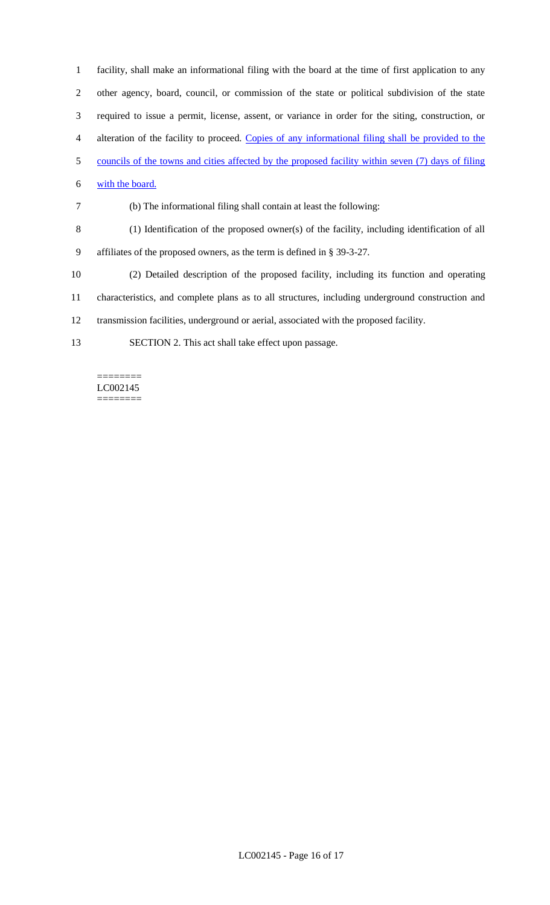facility, shall make an informational filing with the board at the time of first application to any other agency, board, council, or commission of the state or political subdivision of the state required to issue a permit, license, assent, or variance in order for the siting, construction, or alteration of the facility to proceed. <u>Copies of any informational filing shall be provided to the councils of the towns and cities affected by the proposed facility within seven (7) days of filing with the board.</u>

(b) The informational filing shall contain at least the following:

(1) Identification of the proposed owner(s) of the facility, including identification of all affiliates of the proposed owners, as the term is defined in § 39-3-27.

(2) Detailed description of the proposed facility, including its function and operating characteristics, and complete plans as to all structures, including underground construction and transmission facilities, underground or aerial, associated with the proposed facility.

SECTION 2. This act shall take effect upon passage.

========
LC002145
========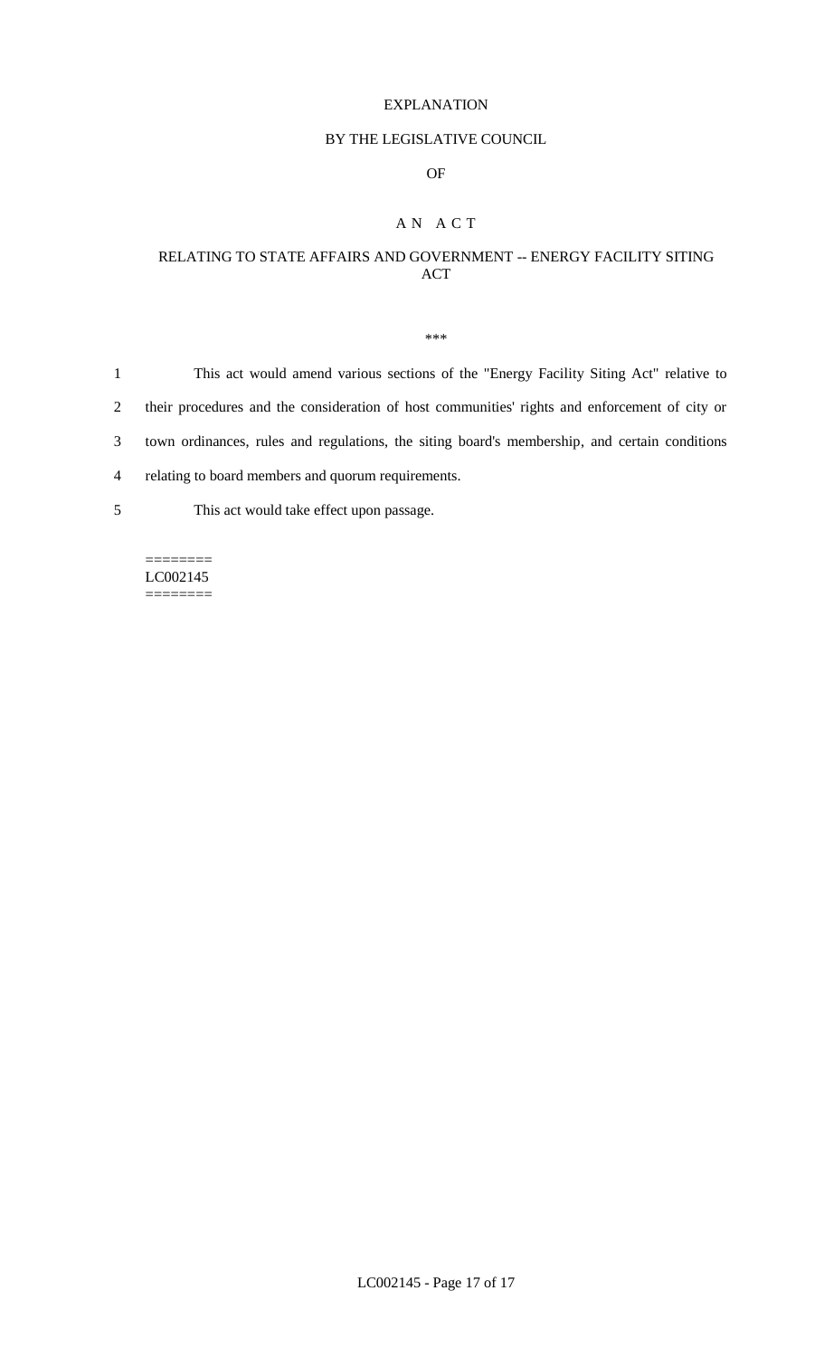EXPLANATION

BY THE LEGISLATIVE COUNCIL

OF

# A N A C T

RELATING TO STATE AFFAIRS AND GOVERNMENT -- ENERGY FACILITY SITING ACT

\*\*\*

1 This act would amend various sections of the "Energy Facility Siting Act" relative to
2 their procedures and the consideration of host communities' rights and enforcement of city or
3 town ordinances, rules and regulations, the siting board's membership, and certain conditions
4 relating to board members and quorum requirements.
5 This act would take effect upon passage.

========
LC002145
========